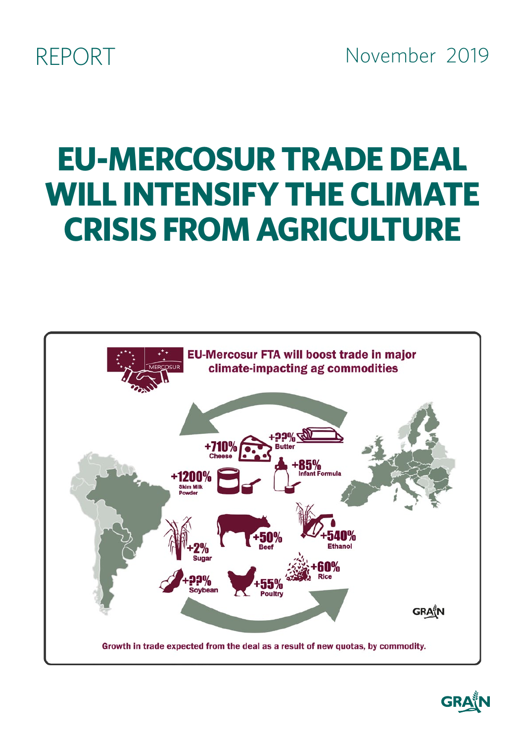REPORT

November 2019

# EU-MERCOSUR TRADE DEAL WILL INTENSIFY THE CLIMATE CRISIS FROM AGRICULTURE

**EU-Mercosur FTA will boost trade in major climate-impacting ag commodities**

- +710% Cheese
- +??% Butter
- +1200% Skim Milk Powder
- +85% Infant Formula
- +2% Sugar
- +50% Beef
- +540% Ethanol
- +60% Rice
- +??% Soybean
- +55% Poultry

Growth in trade expected from the deal as a result of new quotas, by commodity.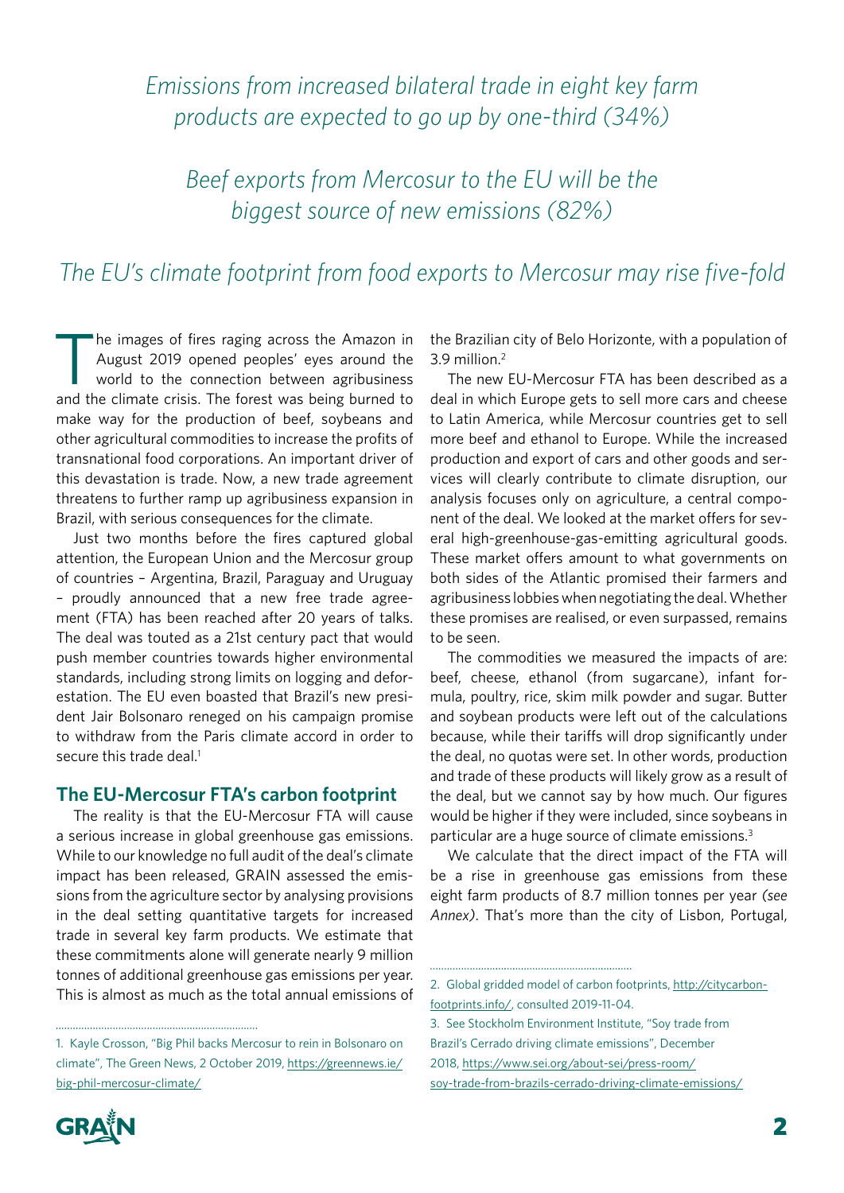*Emissions from increased bilateral trade in eight key farm products are expected to go up by one-third (34%)*

*Beef exports from Mercosur to the EU will be the biggest source of new emissions (82%)*

*The EU's climate footprint from food exports to Mercosur may rise five-fold*

The images of fires raging across the Amazon in August 2019 opened peoples' eyes around the world to the connection between agribusiness and the climate crisis. The forest was being burned to make way for the production of beef, soybeans and other agricultural commodities to increase the profits of transnational food corporations. An important driver of this devastation is trade. Now, a new trade agreement threatens to further ramp up agribusiness expansion in Brazil, with serious consequences for the climate.

Just two months before the fires captured global attention, the European Union and the Mercosur group of countries – Argentina, Brazil, Paraguay and Uruguay – proudly announced that a new free trade agreement (FTA) has been reached after 20 years of talks. The deal was touted as a 21st century pact that would push member countries towards higher environmental standards, including strong limits on logging and deforestation. The EU even boasted that Brazil's new president Jair Bolsonaro reneged on his campaign promise to withdraw from the Paris climate accord in order to secure this trade deal.[1]

## The EU-Mercosur FTA's carbon footprint

The reality is that the EU-Mercosur FTA will cause a serious increase in global greenhouse gas emissions. While to our knowledge no full audit of the deal's climate impact has been released, GRAIN assessed the emissions from the agriculture sector by analysing provisions in the deal setting quantitative targets for increased trade in several key farm products. We estimate that these commitments alone will generate nearly 9 million tonnes of additional greenhouse gas emissions per year. This is almost as much as the total annual emissions of the Brazilian city of Belo Horizonte, with a population of 3.9 million.[2]

The new EU-Mercosur FTA has been described as a deal in which Europe gets to sell more cars and cheese to Latin America, while Mercosur countries get to sell more beef and ethanol to Europe. While the increased production and export of cars and other goods and services will clearly contribute to climate disruption, our analysis focuses only on agriculture, a central component of the deal. We looked at the market offers for several high-greenhouse-gas-emitting agricultural goods. These market offers amount to what governments on both sides of the Atlantic promised their farmers and agribusiness lobbies when negotiating the deal. Whether these promises are realised, or even surpassed, remains to be seen.

The commodities we measured the impacts of are: beef, cheese, ethanol (from sugarcane), infant formula, poultry, rice, skim milk powder and sugar. Butter and soybean products were left out of the calculations because, while their tariffs will drop significantly under the deal, no quotas were set. In other words, production and trade of these products will likely grow as a result of the deal, but we cannot say by how much. Our figures would be higher if they were included, since soybeans in particular are a huge source of climate emissions.[3]

We calculate that the direct impact of the FTA will be a rise in greenhouse gas emissions from these eight farm products of 8.7 million tonnes per year *(see Annex)*. That's more than the city of Lisbon, Portugal,

---

1. Kayle Crosson, "Big Phil backs Mercosur to rein in Bolsonaro on climate", The Green News, 2 October 2019, https://greennews.ie/big-phil-mercosur-climate/

2. Global gridded model of carbon footprints, http://citycarbonfootprints.info/, consulted 2019-11-04.

3. See Stockholm Environment Institute, "Soy trade from Brazil's Cerrado driving climate emissions", December 2018, https://www.sei.org/about-sei/press-room/soy-trade-from-brazils-cerrado-driving-climate-emissions/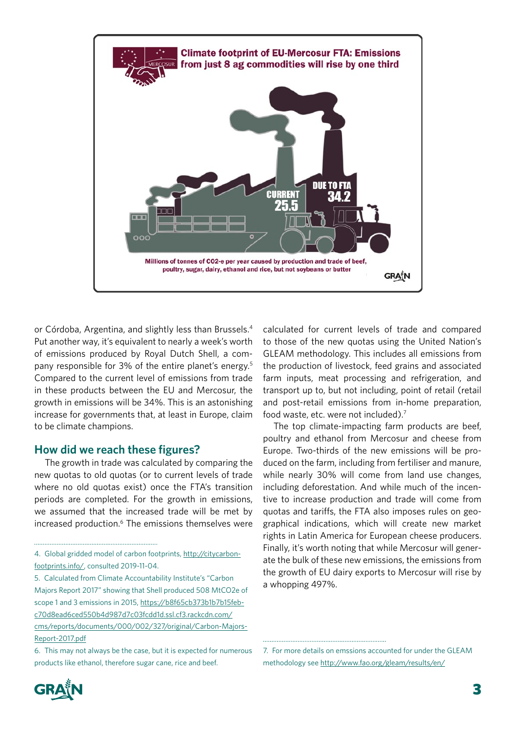**Climate footprint of EU-Mercosur FTA: Emissions from just 8 ag commodities will rise by one third**

CURRENT 25.5

DUE TO FTA 34.2

Millions of tonnes of CO2-e per year caused by production and trade of beef, poultry, sugar, dairy, ethanol and rice, but not soybeans or butter

or Córdoba, Argentina, and slightly less than Brussels.[4] Put another way, it's equivalent to nearly a week's worth of emissions produced by Royal Dutch Shell, a company responsible for 3% of the entire planet's energy.[5] Compared to the current level of emissions from trade in these products between the EU and Mercosur, the growth in emissions will be 34%. This is an astonishing increase for governments that, at least in Europe, claim to be climate champions.

## How did we reach these figures?

The growth in trade was calculated by comparing the new quotas to old quotas (or to current levels of trade where no old quotas exist) once the FTA's transition periods are completed. For the growth in emissions, we assumed that the increased trade will be met by increased production.[6] The emissions themselves were calculated for current levels of trade and compared to those of the new quotas using the United Nation's GLEAM methodology. This includes all emissions from the production of livestock, feed grains and associated farm inputs, meat processing and refrigeration, and transport up to, but not including, point of retail (retail and post-retail emissions from in-home preparation, food waste, etc. were not included).[7]

The top climate-impacting farm products are beef, poultry and ethanol from Mercosur and cheese from Europe. Two-thirds of the new emissions will be produced on the farm, including from fertiliser and manure, while nearly 30% will come from land use changes, including deforestation. And while much of the incentive to increase production and trade will come from quotas and tariffs, the FTA also imposes rules on geographical indications, which will create new market rights in Latin America for European cheese producers. Finally, it's worth noting that while Mercosur will generate the bulk of these new emissions, the emissions from the growth of EU dairy exports to Mercosur will rise by a whopping 497%.

---

4. Global gridded model of carbon footprints, http://citycarbonfootprints.info/, consulted 2019-11-04.

5. Calculated from Climate Accountability Institute's "Carbon Majors Report 2017" showing that Shell produced 508 MtCO2e of scope 1 and 3 emissions in 2015, https://b8f65cb373b1b7b15febc70d8ead6ced550b4d987d7c03fcdd1d.ssl.cf3.rackcdn.com/cms/reports/documents/000/002/327/original/Carbon-Majors-Report-2017.pdf

6. This may not always be the case, but it is expected for numerous products like ethanol, therefore sugar cane, rice and beef.

7. For more details on emssions accounted for under the GLEAM methodology see http://www.fao.org/gleam/results/en/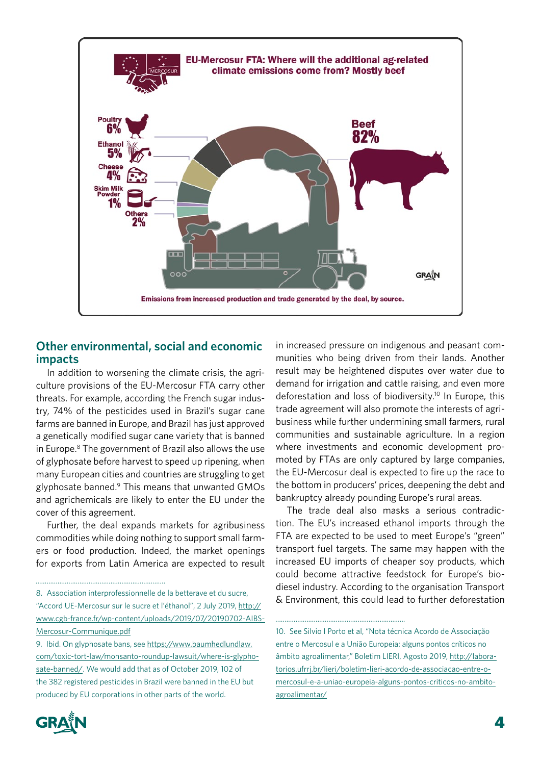**EU-Mercosur FTA: Where will the additional ag-related climate emissions come from? Mostly beef**

Poultry 6%
Ethanol 5%
Cheese 4%
Skim Milk Powder 1%
Others 2%
Beef 82%

Emissions from increased production and trade generated by the deal, by source.

## Other environmental, social and economic impacts

In addition to worsening the climate crisis, the agriculture provisions of the EU-Mercosur FTA carry other threats. For example, according the French sugar industry, 74% of the pesticides used in Brazil's sugar cane farms are banned in Europe, and Brazil has just approved a genetically modified sugar cane variety that is banned in Europe.[8] The government of Brazil also allows the use of glyphosate before harvest to speed up ripening, when many European cities and countries are struggling to get glyphosate banned.[9] This means that unwanted GMOs and agrichemicals are likely to enter the EU under the cover of this agreement.

Further, the deal expands markets for agribusiness commodities while doing nothing to support small farmers or food production. Indeed, the market openings for exports from Latin America are expected to result in increased pressure on indigenous and peasant communities who being driven from their lands. Another result may be heightened disputes over water due to demand for irrigation and cattle raising, and even more deforestation and loss of biodiversity.[10] In Europe, this trade agreement will also promote the interests of agribusiness while further undermining small farmers, rural communities and sustainable agriculture. In a region where investments and economic development promoted by FTAs are only captured by large companies, the EU-Mercosur deal is expected to fire up the race to the bottom in producers' prices, deepening the debt and bankruptcy already pounding Europe's rural areas.

The trade deal also masks a serious contradiction. The EU's increased ethanol imports through the FTA are expected to be used to meet Europe's "green" transport fuel targets. The same may happen with the increased EU imports of cheaper soy products, which could become attractive feedstock for Europe's biodiesel industry. According to the organisation Transport & Environment, this could lead to further deforestation

---

8. Association interprofessionnelle de la betterave et du sucre, "Accord UE-Mercosur sur le sucre et l'éthanol", 2 July 2019, http://www.cgb-france.fr/wp-content/uploads/2019/07/20190702-AIBS-Mercosur-Communique.pdf

9. Ibid. On glyphosate bans, see https://www.baumhedlundlaw.com/toxic-tort-law/monsanto-roundup-lawsuit/where-is-glyphosate-banned/. We would add that as of October 2019, 102 of the 382 registered pesticides in Brazil were banned in the EU but produced by EU corporations in other parts of the world.

10. See Silvio I Porto et al, "Nota técnica Acordo de Associação entre o Mercosul e a União Europeia: alguns pontos críticos no âmbito agroalimentar," Boletim LIERI, Agosto 2019, http://laboratorios.ufrrj.br/lieri/boletim-lieri-acordo-de-associacao-entre-o-mercosul-e-a-uniao-europeia-alguns-pontos-criticos-no-ambito-agroalimentar/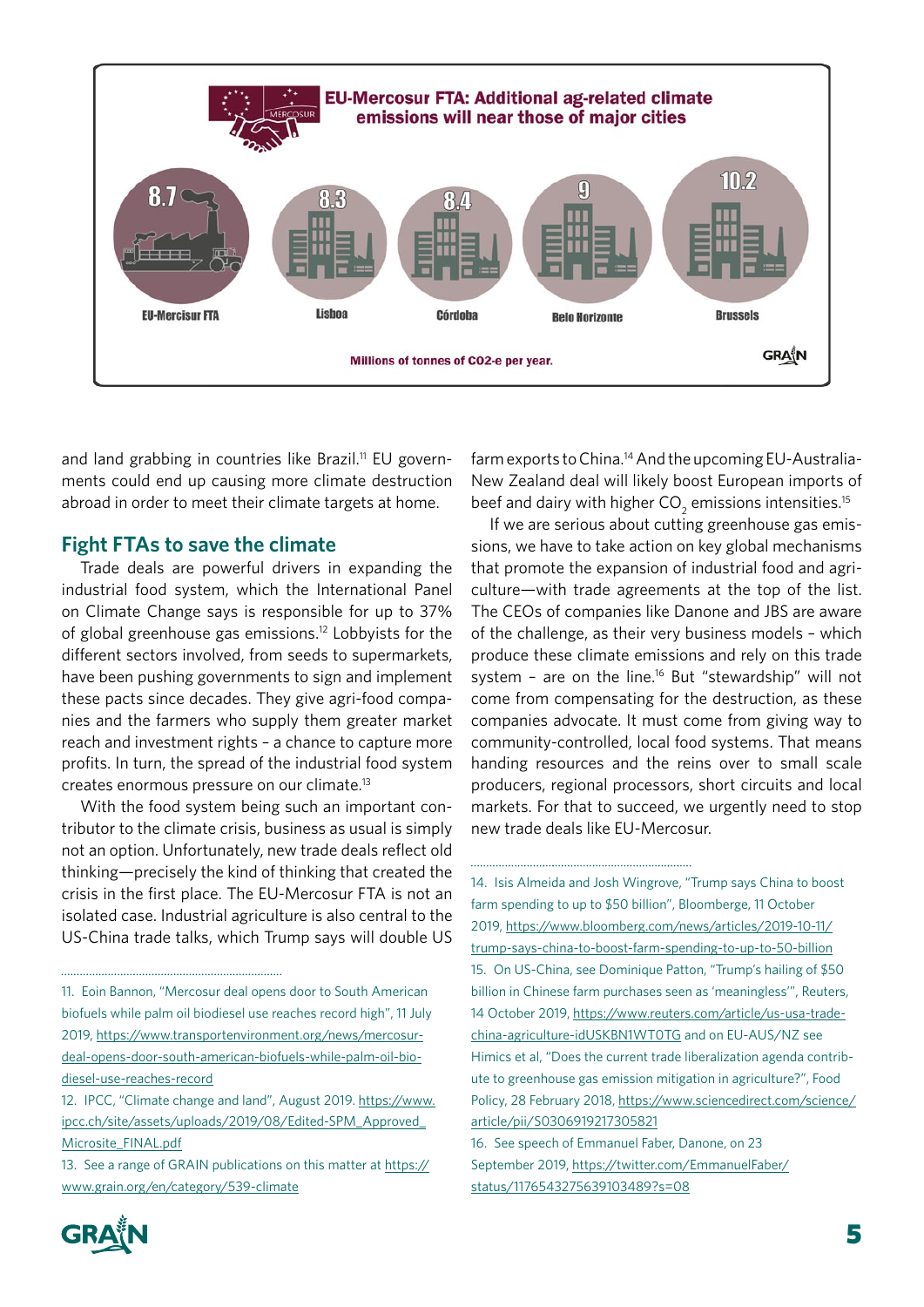**EU-Mercosur FTA: Additional ag-related climate emissions will near those of major cities**

| EU-Mercisur FTA | Lisboa | Córdoba | Belo Horizonte | Brussels |
|---|---|---|---|---|
| 8.7 | 8.3 | 8.4 | 9 | 10.2 |

Millions of tonnes of CO2-e per year.

and land grabbing in countries like Brazil.[11] EU governments could end up causing more climate destruction abroad in order to meet their climate targets at home.

## Fight FTAs to save the climate

Trade deals are powerful drivers in expanding the industrial food system, which the International Panel on Climate Change says is responsible for up to 37% of global greenhouse gas emissions.[12] Lobbyists for the different sectors involved, from seeds to supermarkets, have been pushing governments to sign and implement these pacts since decades. They give agri-food companies and the farmers who supply them greater market reach and investment rights – a chance to capture more profits. In turn, the spread of the industrial food system creates enormous pressure on our climate.[13]

With the food system being such an important contributor to the climate crisis, business as usual is simply not an option. Unfortunately, new trade deals reflect old thinking—precisely the kind of thinking that created the crisis in the first place. The EU-Mercosur FTA is not an isolated case. Industrial agriculture is also central to the US-China trade talks, which Trump says will double US farm exports to China.[14] And the upcoming EU-Australia-New Zealand deal will likely boost European imports of beef and dairy with higher $CO_2$ emissions intensities.[15]

If we are serious about cutting greenhouse gas emissions, we have to take action on key global mechanisms that promote the expansion of industrial food and agriculture—with trade agreements at the top of the list. The CEOs of companies like Danone and JBS are aware of the challenge, as their very business models – which produce these climate emissions and rely on this trade system – are on the line.[16] But "stewardship" will not come from compensating for the destruction, as these companies advocate. It must come from giving way to community-controlled, local food systems. That means handing resources and the reins over to small scale producers, regional processors, short circuits and local markets. For that to succeed, we urgently need to stop new trade deals like EU-Mercosur.

---

11. Eoin Bannon, "Mercosur deal opens door to South American biofuels while palm oil biodiesel use reaches record high", 11 July 2019, https://www.transportenvironment.org/news/mercosur-deal-opens-door-south-american-biofuels-while-palm-oil-bio-diesel-use-reaches-record

12. IPCC, "Climate change and land", August 2019. https://www.ipcc.ch/site/assets/uploads/2019/08/Edited-SPM_Approved_Microsite_FINAL.pdf

13. See a range of GRAIN publications on this matter at https://www.grain.org/en/category/539-climate

14. Isis Almeida and Josh Wingrove, "Trump says China to boost farm spending to up to $50 billion", Bloomberge, 11 October 2019, https://www.bloomberg.com/news/articles/2019-10-11/trump-says-china-to-boost-farm-spending-to-up-to-50-billion

15. On US-China, see Dominique Patton, "Trump's hailing of $50 billion in Chinese farm purchases seen as 'meaningless'", Reuters, 14 October 2019, https://www.reuters.com/article/us-usa-trade-china-agriculture-idUSKBN1WT0TG and on EU-AUS/NZ see Himics et al, "Does the current trade liberalization agenda contribute to greenhouse gas emission mitigation in agriculture?", Food Policy, 28 February 2018, https://www.sciencedirect.com/science/article/pii/S0306919217305821

16. See speech of Emmanuel Faber, Danone, on 23 September 2019, https://twitter.com/EmmanuelFaber/status/1176543275639103489?s=08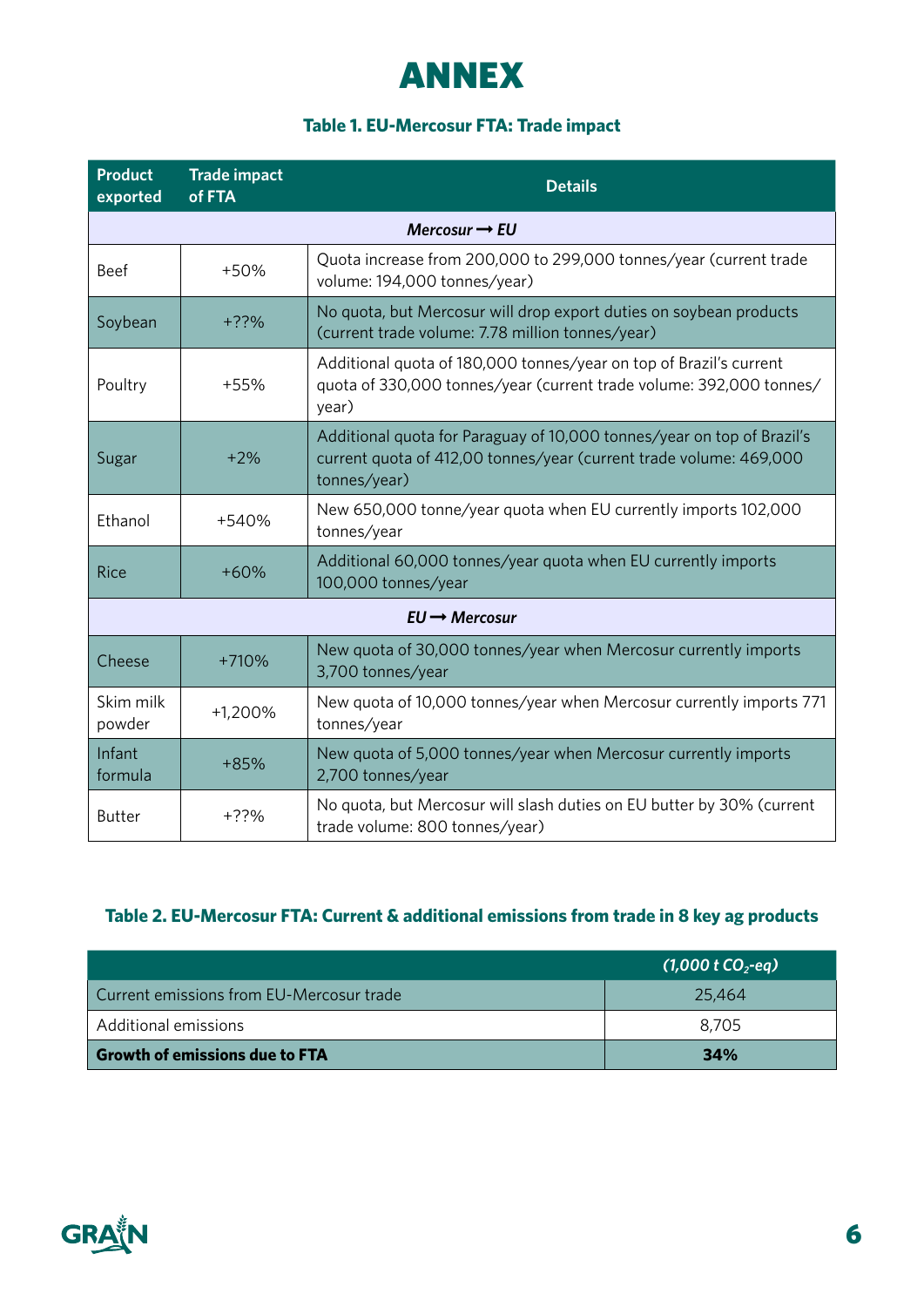# ANNEX

### Table 1. EU-Mercosur FTA: Trade impact

| Product exported | Trade impact of FTA | Details |
|---|---|---|
| | ***Mercosur ➞ EU*** | |
| Beef | +50% | Quota increase from 200,000 to 299,000 tonnes/year (current trade volume: 194,000 tonnes/year) |
| Soybean | +??% | No quota, but Mercosur will drop export duties on soybean products (current trade volume: 7.78 million tonnes/year) |
| Poultry | +55% | Additional quota of 180,000 tonnes/year on top of Brazil's current quota of 330,000 tonnes/year (current trade volume: 392,000 tonnes/year) |
| Sugar | +2% | Additional quota for Paraguay of 10,000 tonnes/year on top of Brazil's current quota of 412,00 tonnes/year (current trade volume: 469,000 tonnes/year) |
| Ethanol | +540% | New 650,000 tonne/year quota when EU currently imports 102,000 tonnes/year |
| Rice | +60% | Additional 60,000 tonnes/year quota when EU currently imports 100,000 tonnes/year |
| | ***EU ➞ Mercosur*** | |
| Cheese | +710% | New quota of 30,000 tonnes/year when Mercosur currently imports 3,700 tonnes/year |
| Skim milk powder | +1,200% | New quota of 10,000 tonnes/year when Mercosur currently imports 771 tonnes/year |
| Infant formula | +85% | New quota of 5,000 tonnes/year when Mercosur currently imports 2,700 tonnes/year |
| Butter | +??% | No quota, but Mercosur will slash duties on EU butter by 30% (current trade volume: 800 tonnes/year) |

### Table 2. EU-Mercosur FTA: Current & additional emissions from trade in 8 key ag products

| | *(1,000 t $CO_2$-eq)* |
|---|---|
| Current emissions from EU-Mercosur trade | 25,464 |
| Additional emissions | 8,705 |
| **Growth of emissions due to FTA** | **34%** |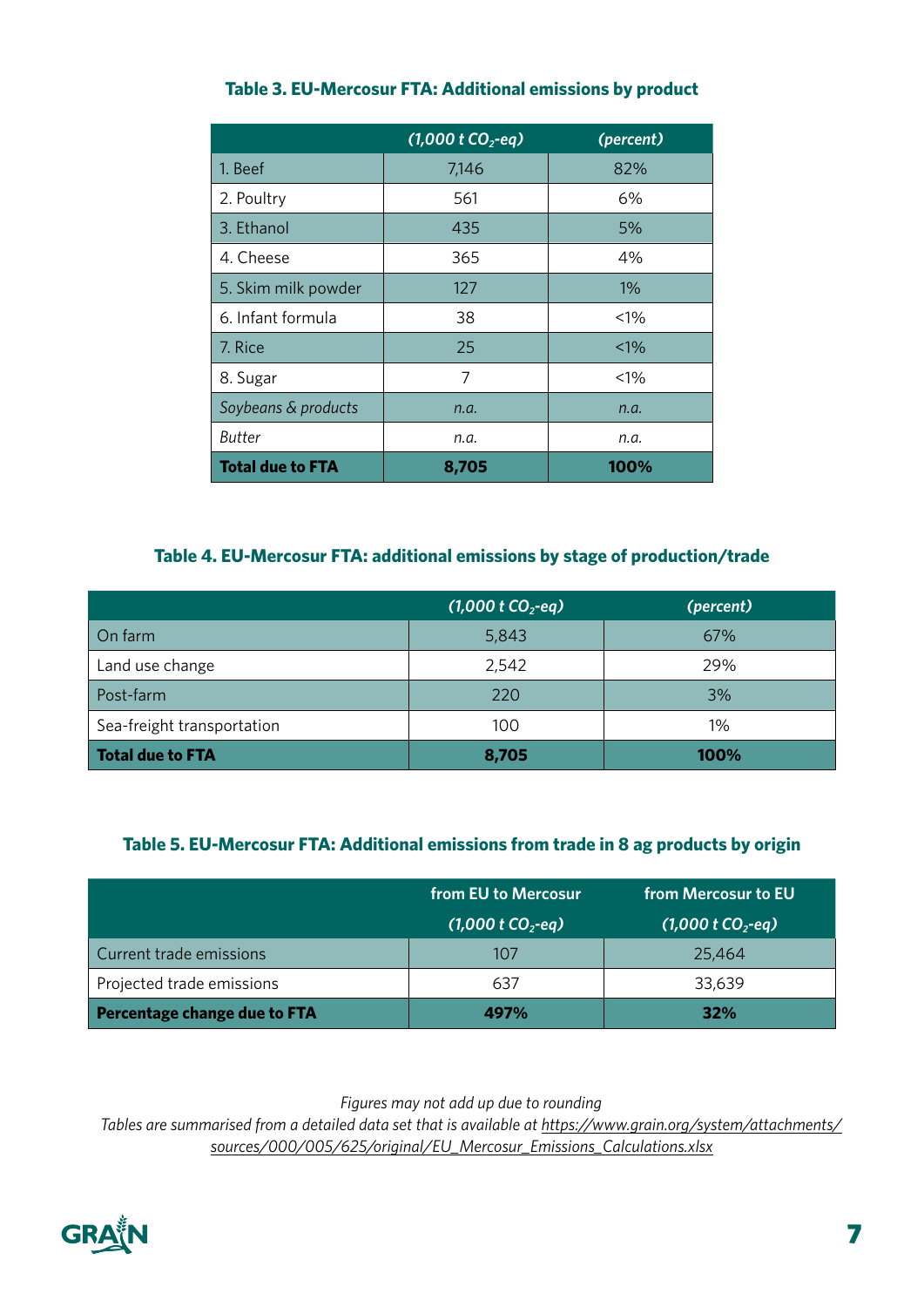### Table 3. EU-Mercosur FTA: Additional emissions by product

| | *(1,000 t $CO_2$-eq)* | *(percent)* |
|---|---|---|
| 1. Beef | 7,146 | 82% |
| 2. Poultry | 561 | 6% |
| 3. Ethanol | 435 | 5% |
| 4. Cheese | 365 | 4% |
| 5. Skim milk powder | 127 | 1% |
| 6. Infant formula | 38 | <1% |
| 7. Rice | 25 | <1% |
| 8. Sugar | 7 | <1% |
| *Soybeans & products* | *n.a.* | *n.a.* |
| *Butter* | *n.a.* | *n.a.* |
| **Total due to FTA** | **8,705** | **100%** |

### Table 4. EU-Mercosur FTA: additional emissions by stage of production/trade

| | *(1,000 t $CO_2$-eq)* | *(percent)* |
|---|---|---|
| On farm | 5,843 | 67% |
| Land use change | 2,542 | 29% |
| Post-farm | 220 | 3% |
| Sea-freight transportation | 100 | 1% |
| **Total due to FTA** | **8,705** | **100%** |

### Table 5. EU-Mercosur FTA: Additional emissions from trade in 8 ag products by origin

| | from EU to Mercosur *(1,000 t $CO_2$-eq)* | from Mercosur to EU *(1,000 t $CO_2$-eq)* |
|---|---|---|
| Current trade emissions | 107 | 25,464 |
| Projected trade emissions | 637 | 33,639 |
| **Percentage change due to FTA** | **497%** | **32%** |

*Figures may not add up due to rounding*

*Tables are summarised from a detailed data set that is available at [https://www.grain.org/system/attachments/sources/000/005/625/original/EU_Mercosur_Emissions_Calculations.xlsx](https://www.grain.org/system/attachments/sources/000/005/625/original/EU_Mercosur_Emissions_Calculations.xlsx)*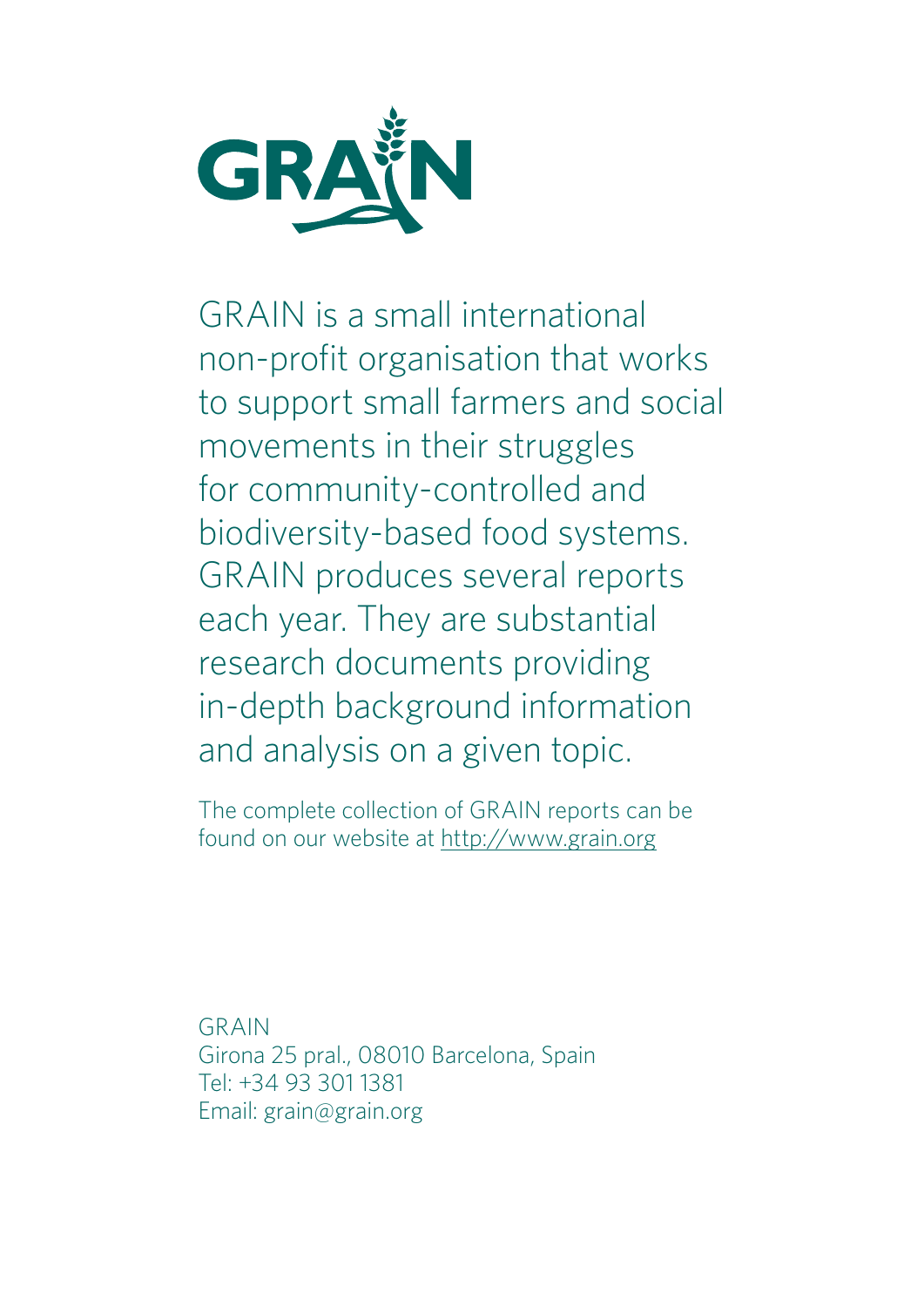GRAIN

GRAIN is a small international non-profit organisation that works to support small farmers and social movements in their struggles for community-controlled and biodiversity-based food systems. GRAIN produces several reports each year. They are substantial research documents providing in-depth background information and analysis on a given topic.

The complete collection of GRAIN reports can be found on our website at http://www.grain.org

GRAIN
Girona 25 pral., 08010 Barcelona, Spain
Tel: +34 93 301 1381
Email: grain@grain.org